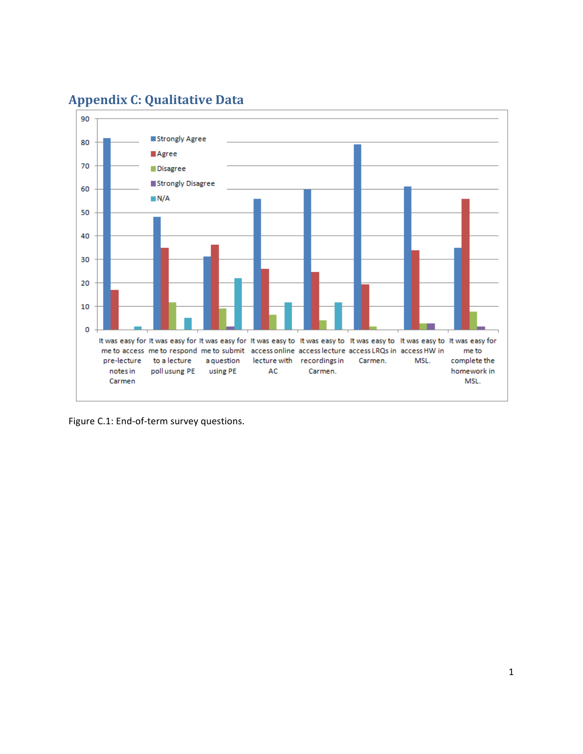# Appendix C: Qualitative Data

Figure C.1: End-of-term survey questions.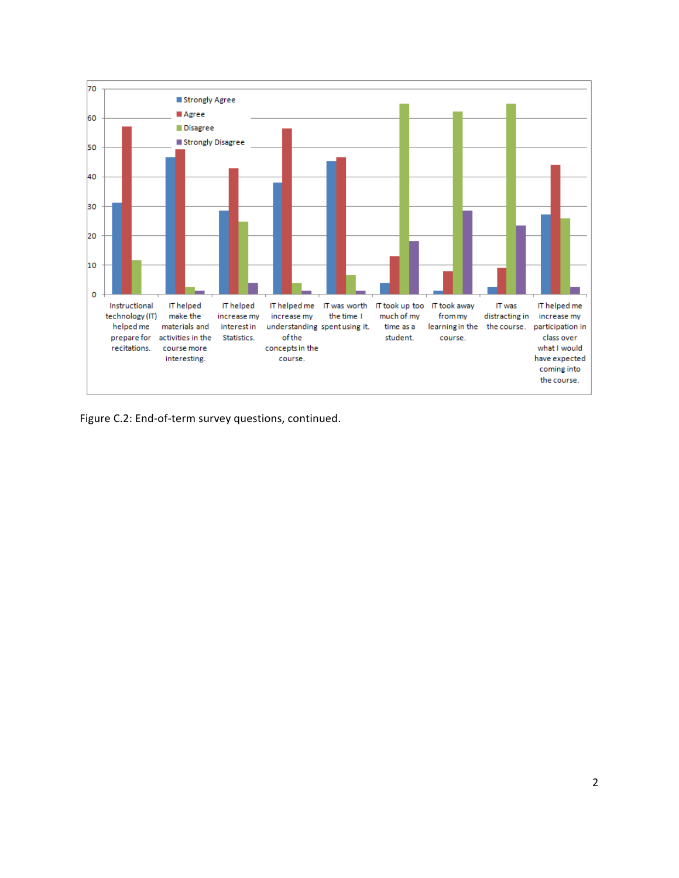Figure C.2: End-of-term survey questions, continued.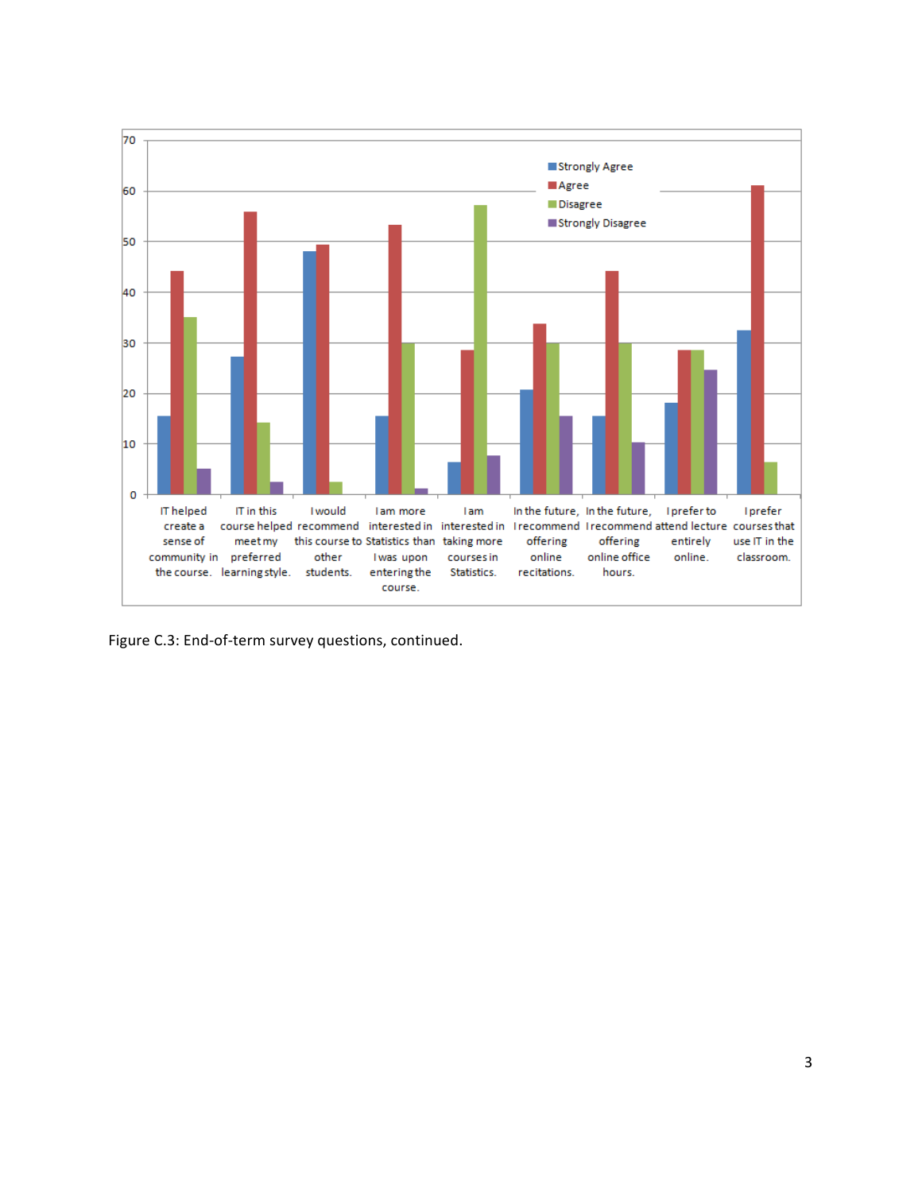Figure C.3: End-of-term survey questions, continued.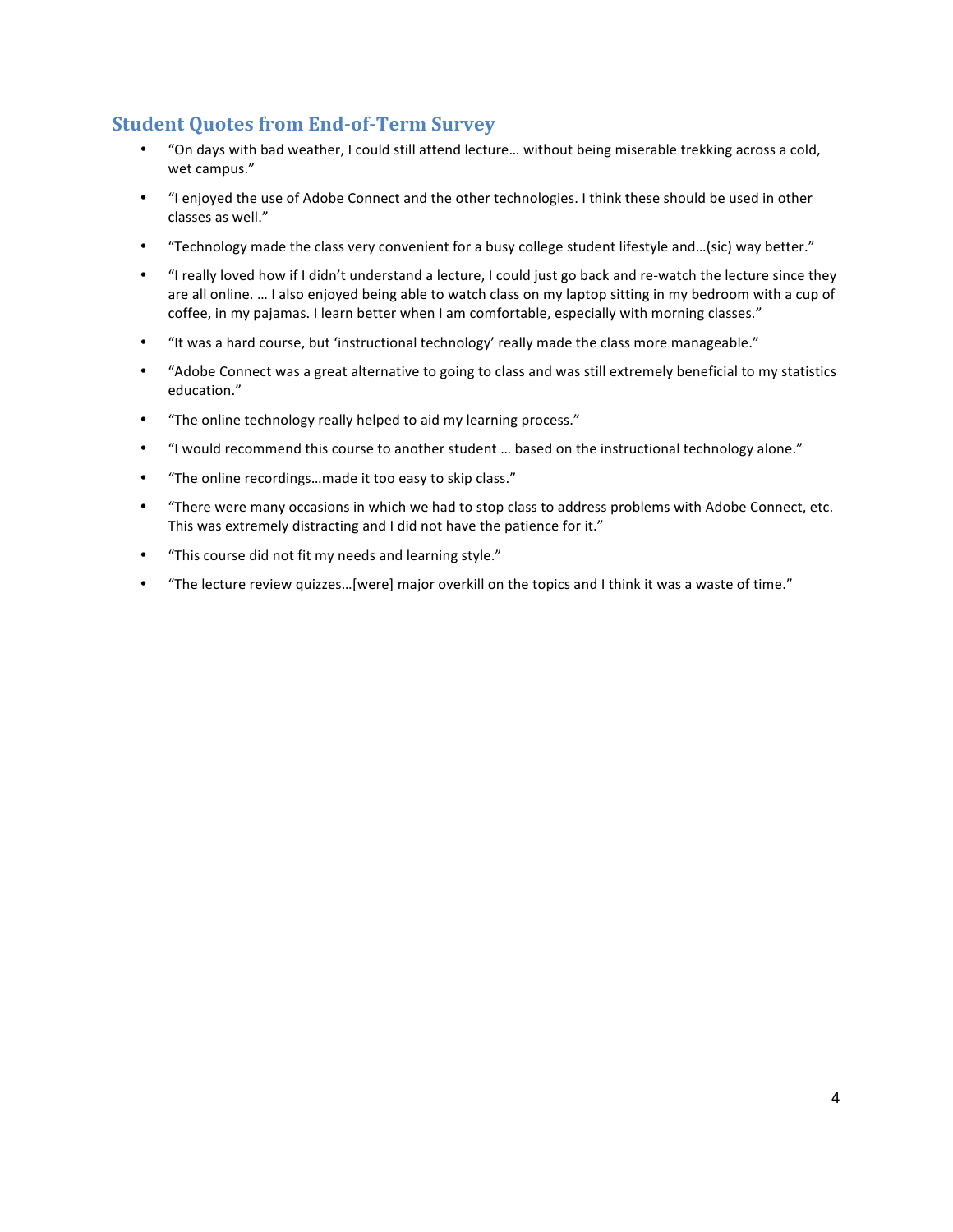## Student Quotes from End-of-Term Survey

- "On days with bad weather, I could still attend lecture… without being miserable trekking across a cold, wet campus."
- "I enjoyed the use of Adobe Connect and the other technologies. I think these should be used in other classes as well."
- "Technology made the class very convenient for a busy college student lifestyle and…(sic) way better."
- "I really loved how if I didn't understand a lecture, I could just go back and re-watch the lecture since they are all online. … I also enjoyed being able to watch class on my laptop sitting in my bedroom with a cup of coffee, in my pajamas. I learn better when I am comfortable, especially with morning classes."
- "It was a hard course, but 'instructional technology' really made the class more manageable."
- "Adobe Connect was a great alternative to going to class and was still extremely beneficial to my statistics education."
- "The online technology really helped to aid my learning process."
- "I would recommend this course to another student … based on the instructional technology alone."
- "The online recordings…made it too easy to skip class."
- "There were many occasions in which we had to stop class to address problems with Adobe Connect, etc. This was extremely distracting and I did not have the patience for it."
- "This course did not fit my needs and learning style."
- "The lecture review quizzes…[were] major overkill on the topics and I think it was a waste of time."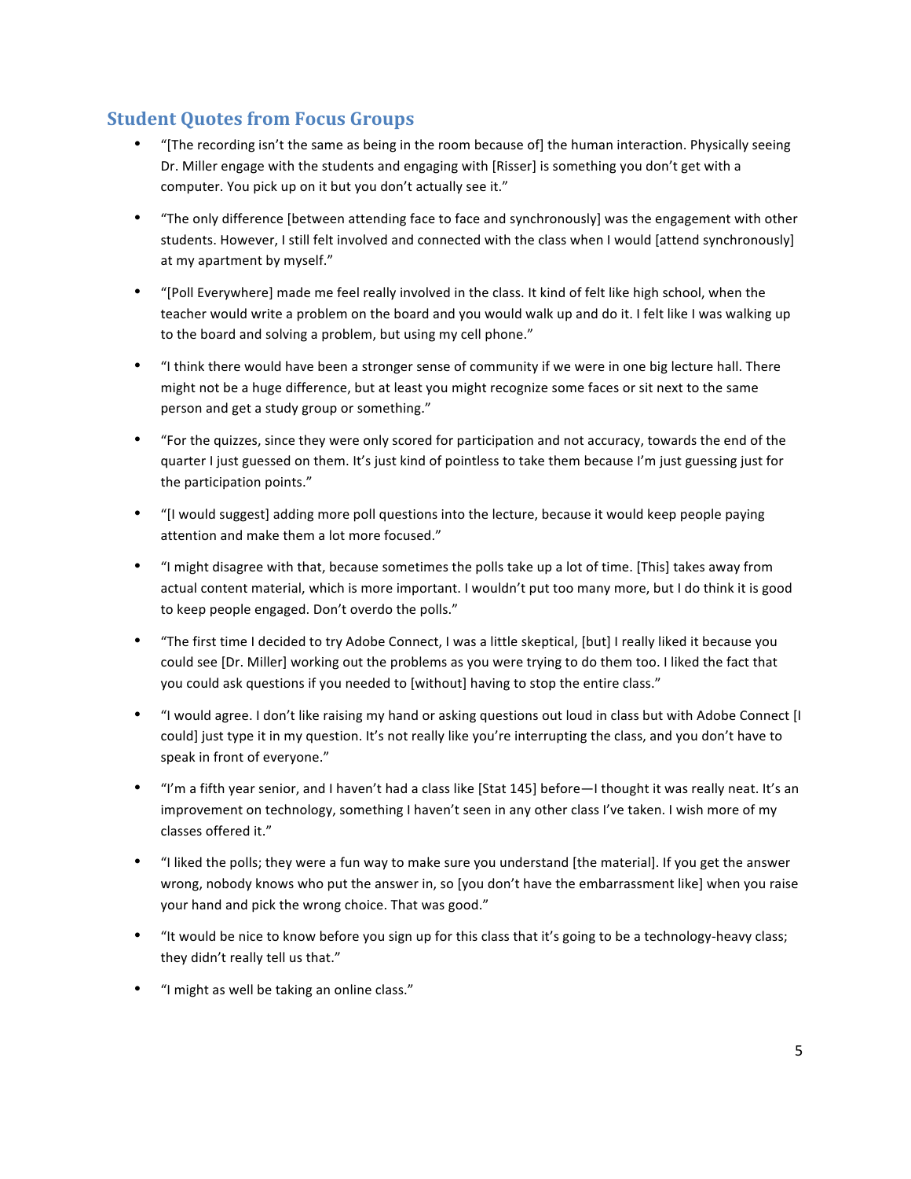## Student Quotes from Focus Groups

- "[The recording isn't the same as being in the room because of] the human interaction. Physically seeing Dr. Miller engage with the students and engaging with [Risser] is something you don't get with a computer. You pick up on it but you don't actually see it."
- "The only difference [between attending face to face and synchronously] was the engagement with other students. However, I still felt involved and connected with the class when I would [attend synchronously] at my apartment by myself."
- "[Poll Everywhere] made me feel really involved in the class. It kind of felt like high school, when the teacher would write a problem on the board and you would walk up and do it. I felt like I was walking up to the board and solving a problem, but using my cell phone."
- "I think there would have been a stronger sense of community if we were in one big lecture hall. There might not be a huge difference, but at least you might recognize some faces or sit next to the same person and get a study group or something."
- "For the quizzes, since they were only scored for participation and not accuracy, towards the end of the quarter I just guessed on them. It's just kind of pointless to take them because I'm just guessing just for the participation points."
- "[I would suggest] adding more poll questions into the lecture, because it would keep people paying attention and make them a lot more focused."
- "I might disagree with that, because sometimes the polls take up a lot of time. [This] takes away from actual content material, which is more important. I wouldn't put too many more, but I do think it is good to keep people engaged. Don't overdo the polls."
- "The first time I decided to try Adobe Connect, I was a little skeptical, [but] I really liked it because you could see [Dr. Miller] working out the problems as you were trying to do them too. I liked the fact that you could ask questions if you needed to [without] having to stop the entire class."
- "I would agree. I don't like raising my hand or asking questions out loud in class but with Adobe Connect [I could] just type it in my question. It's not really like you're interrupting the class, and you don't have to speak in front of everyone."
- "I'm a fifth year senior, and I haven't had a class like [Stat 145] before—I thought it was really neat. It's an improvement on technology, something I haven't seen in any other class I've taken. I wish more of my classes offered it."
- "I liked the polls; they were a fun way to make sure you understand [the material]. If you get the answer wrong, nobody knows who put the answer in, so [you don't have the embarrassment like] when you raise your hand and pick the wrong choice. That was good."
- "It would be nice to know before you sign up for this class that it's going to be a technology-heavy class; they didn't really tell us that."
- "I might as well be taking an online class."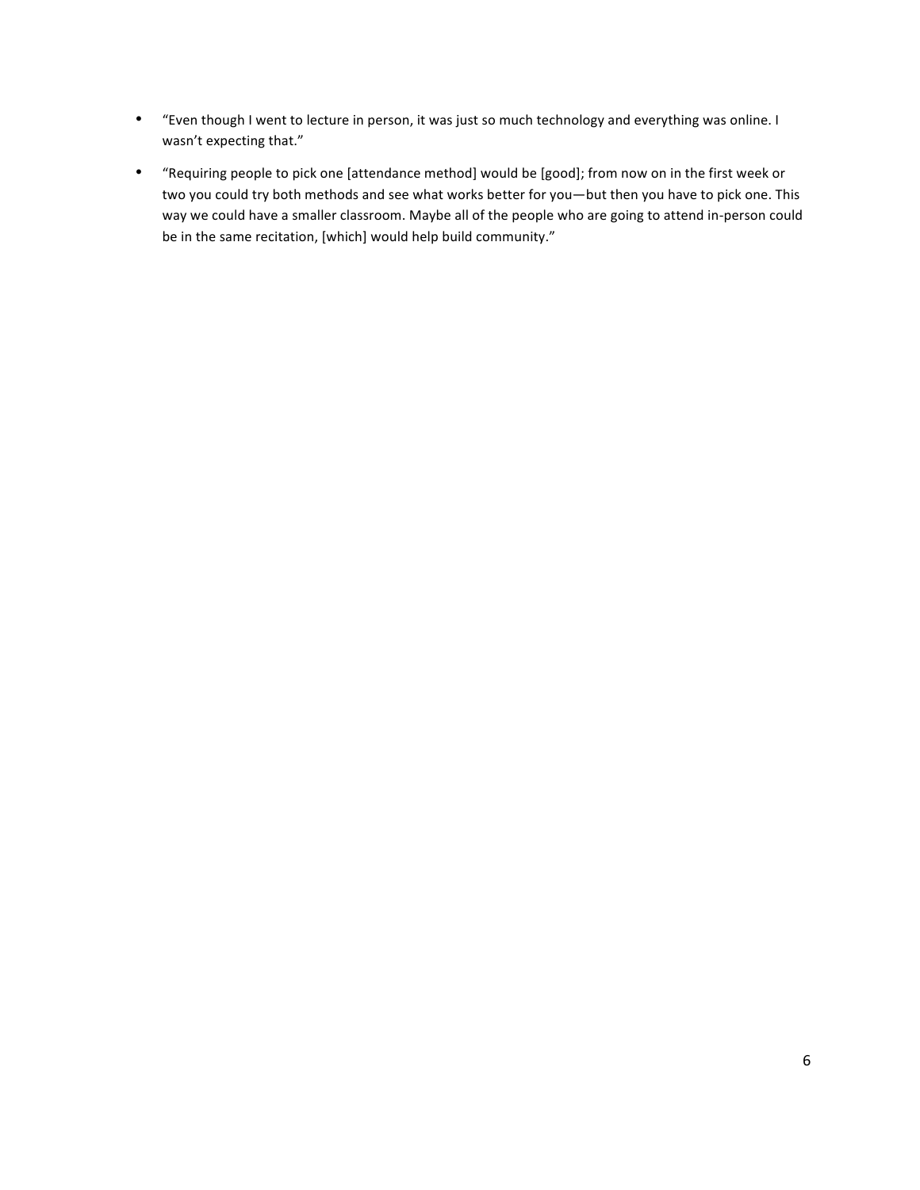- "Even though I went to lecture in person, it was just so much technology and everything was online. I wasn't expecting that."
- "Requiring people to pick one [attendance method] would be [good]; from now on in the first week or two you could try both methods and see what works better for you—but then you have to pick one. This way we could have a smaller classroom. Maybe all of the people who are going to attend in-person could be in the same recitation, [which] would help build community."